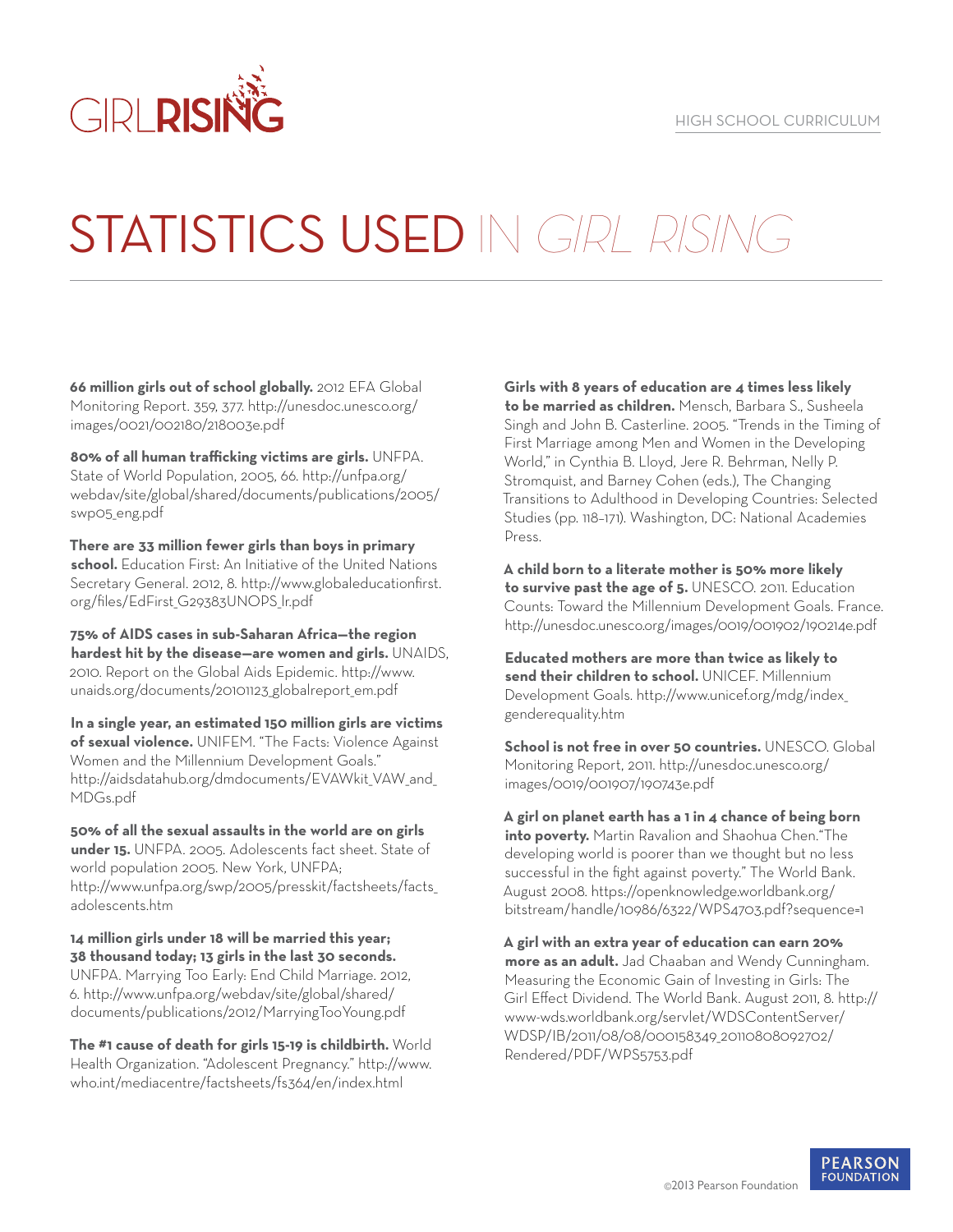GIRL**RISING**

HIGH SCHOOL CURRICULUM

# STATISTICS USED IN *GIRL RISING*

**66 million girls out of school globally.** 2012 EFA Global Monitoring Report. 359, 377. http://unesdoc.unesco.org/images/0021/002180/218003e.pdf

**80% of all human trafficking victims are girls.** UNFPA. State of World Population, 2005, 66. http://unfpa.org/webdav/site/global/shared/documents/publications/2005/swp05_eng.pdf

**There are 33 million fewer girls than boys in primary school.** Education First: An Initiative of the United Nations Secretary General. 2012, 8. http://www.globaleducationfirst.org/files/EdFirst_G29383UNOPS_lr.pdf

**75% of AIDS cases in sub-Saharan Africa—the region hardest hit by the disease—are women and girls.** UNAIDS, 2010. Report on the Global Aids Epidemic. http://www.unaids.org/documents/20101123_globalreport_em.pdf

**In a single year, an estimated 150 million girls are victims of sexual violence.** UNIFEM. "The Facts: Violence Against Women and the Millennium Development Goals." http://aidsdatahub.org/dmdocuments/EVAWkit_VAW_and_MDGs.pdf

**50% of all the sexual assaults in the world are on girls under 15.** UNFPA. 2005. Adolescents fact sheet. State of world population 2005. New York, UNFPA; http://www.unfpa.org/swp/2005/presskit/factsheets/facts_adolescents.htm

**14 million girls under 18 will be married this year; 38 thousand today; 13 girls in the last 30 seconds.** UNFPA. Marrying Too Early: End Child Marriage. 2012, 6. http://www.unfpa.org/webdav/site/global/shared/documents/publications/2012/MarryingTooYoung.pdf

**The #1 cause of death for girls 15-19 is childbirth.** World Health Organization. "Adolescent Pregnancy." http://www.who.int/mediacentre/factsheets/fs364/en/index.html

**Girls with 8 years of education are 4 times less likely to be married as children.** Mensch, Barbara S., Susheela Singh and John B. Casterline. 2005. "Trends in the Timing of First Marriage among Men and Women in the Developing World," in Cynthia B. Lloyd, Jere R. Behrman, Nelly P. Stromquist, and Barney Cohen (eds.), The Changing Transitions to Adulthood in Developing Countries: Selected Studies (pp. 118–171). Washington, DC: National Academies Press.

**A child born to a literate mother is 50% more likely to survive past the age of 5.** UNESCO. 2011. Education Counts: Toward the Millennium Development Goals. France. http://unesdoc.unesco.org/images/0019/001902/190214e.pdf

**Educated mothers are more than twice as likely to send their children to school.** UNICEF. Millennium Development Goals. http://www.unicef.org/mdg/index_genderequality.htm

**School is not free in over 50 countries.** UNESCO. Global Monitoring Report, 2011. http://unesdoc.unesco.org/images/0019/001907/190743e.pdf

**A girl on planet earth has a 1 in 4 chance of being born into poverty.** Martin Ravalion and Shaohua Chen."The developing world is poorer than we thought but no less successful in the fight against poverty." The World Bank. August 2008. https://openknowledge.worldbank.org/bitstream/handle/10986/6322/WPS4703.pdf?sequence=1

**A girl with an extra year of education can earn 20% more as an adult.** Jad Chaaban and Wendy Cunningham. Measuring the Economic Gain of Investing in Girls: The Girl Effect Dividend. The World Bank. August 2011, 8. http://www-wds.worldbank.org/servlet/WDSContentServer/WDSP/IB/2011/08/08/000158349_20110808092702/Rendered/PDF/WPS5753.pdf

©2013 Pearson Foundation

PEARSON FOUNDATION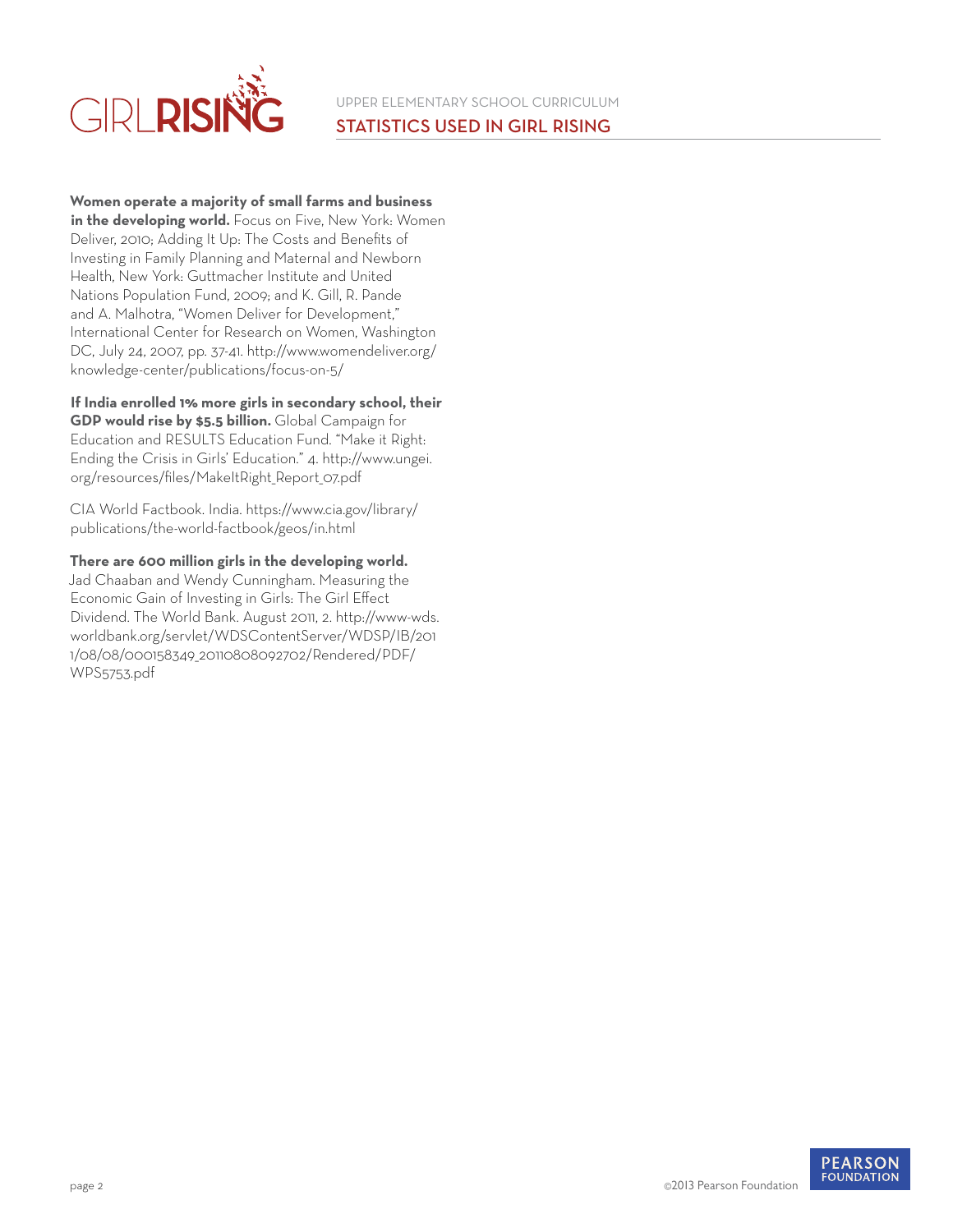**Women operate a majority of small farms and business in the developing world.** Focus on Five, New York: Women Deliver, 2010; Adding It Up: The Costs and Benefits of Investing in Family Planning and Maternal and Newborn Health, New York: Guttmacher Institute and United Nations Population Fund, 2009; and K. Gill, R. Pande and A. Malhotra, "Women Deliver for Development," International Center for Research on Women, Washington DC, July 24, 2007, pp. 37-41. http://www.womendeliver.org/knowledge-center/publications/focus-on-5/

**If India enrolled 1% more girls in secondary school, their GDP would rise by $5.5 billion.** Global Campaign for Education and RESULTS Education Fund. "Make it Right: Ending the Crisis in Girls' Education." 4. http://www.ungei.org/resources/files/MakeItRight_Report_07.pdf

CIA World Factbook. India. https://www.cia.gov/library/publications/the-world-factbook/geos/in.html

**There are 600 million girls in the developing world.** Jad Chaaban and Wendy Cunningham. Measuring the Economic Gain of Investing in Girls: The Girl Effect Dividend. The World Bank. August 2011, 2. http://www-wds.worldbank.org/servlet/WDSContentServer/WDSP/IB/2011/08/08/000158349_20110808092702/Rendered/PDF/WPS5753.pdf